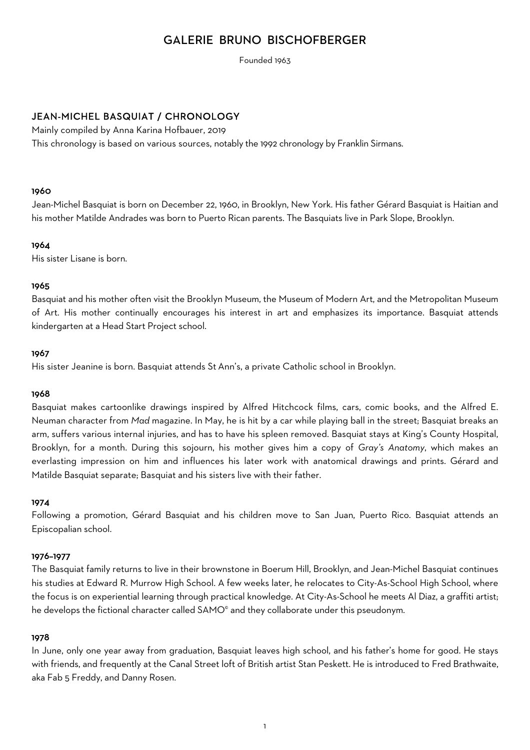# GALERIE BRUNO BISCHOFBERGER

Founded 1963

## JEAN-MICHEL BASQUIAT / CHRONOLOGY

Mainly compiled by Anna Karina Hofbauer, 2019

This chronology is based on various sources, notably the 1992 chronology by Franklin Sirmans.

### 1960

Jean-Michel Basquiat is born on December 22, 1960, in Brooklyn, New York. His father Gérard Basquiat is Haitian and his mother Matilde Andrades was born to Puerto Rican parents. The Basquiats live in Park Slope, Brooklyn.

### 1964

His sister Lisane is born.

### 1965

Basquiat and his mother often visit the Brooklyn Museum, the Museum of Modern Art, and the Metropolitan Museum of Art. His mother continually encourages his interest in art and emphasizes its importance. Basquiat attends kindergarten at a Head Start Project school.

### 1967

His sister Jeanine is born. Basquiat attends St Ann's, a private Catholic school in Brooklyn.

### 1968

Basquiat makes cartoonlike drawings inspired by Alfred Hitchcock films, cars, comic books, and the Alfred E. Neuman character from *Mad* magazine. In May, he is hit by a car while playing ball in the street; Basquiat breaks an arm, suffers various internal injuries, and has to have his spleen removed. Basquiat stays at King's County Hospital, Brooklyn, for a month. During this sojourn, his mother gives him a copy of *Gray's Anatomy*, which makes an everlasting impression on him and influences his later work with anatomical drawings and prints. Gérard and Matilde Basquiat separate; Basquiat and his sisters live with their father.

### 1974

Following a promotion, Gérard Basquiat and his children move to San Juan, Puerto Rico. Basquiat attends an Episcopalian school.

### 1976–1977

The Basquiat family returns to live in their brownstone in Boerum Hill, Brooklyn, and Jean-Michel Basquiat continues his studies at Edward R. Murrow High School. A few weeks later, he relocates to City-As-School High School, where the focus is on experiential learning through practical knowledge. At City-As-School he meets Al Diaz, a graffiti artist; he develops the fictional character called SAMO© and they collaborate under this pseudonym.

### 1978

In June, only one year away from graduation, Basquiat leaves high school, and his father's home for good. He stays with friends, and frequently at the Canal Street loft of British artist Stan Peskett. He is introduced to Fred Brathwaite, aka Fab 5 Freddy, and Danny Rosen.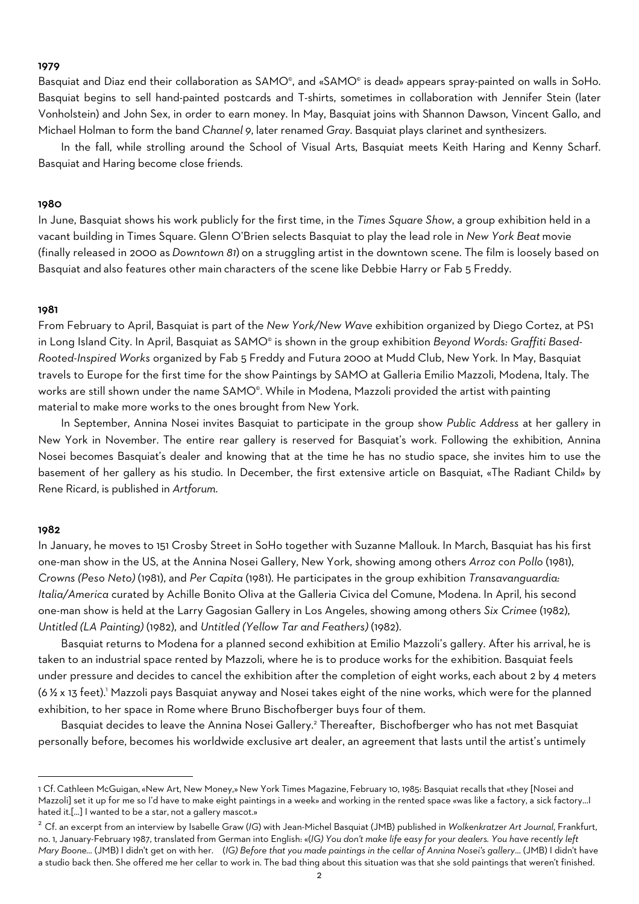**1979**

Basquiat and Diaz end their collaboration as SAMO©, and «SAMO© is dead» appears spray-painted on walls in SoHo. Basquiat begins to sell hand-painted postcards and T-shirts, sometimes in collaboration with Jennifer Stein (later Vonholstein) and John Sex, in order to earn money. In May, Basquiat joins with Shannon Dawson, Vincent Gallo, and Michael Holman to form the band *Channel 9*, later renamed *Gray*. Basquiat plays clarinet and synthesizers.

In the fall, while strolling around the School of Visual Arts, Basquiat meets Keith Haring and Kenny Scharf. Basquiat and Haring become close friends.

**1980**

In June, Basquiat shows his work publicly for the first time, in the *Times Square Show*, a group exhibition held in a vacant building in Times Square. Glenn O'Brien selects Basquiat to play the lead role in *New York Beat* movie (finally released in 2000 as *Downtown 81*) on a struggling artist in the downtown scene. The film is loosely based on Basquiat and also features other main characters of the scene like Debbie Harry or Fab 5 Freddy.

**1981**

From February to April, Basquiat is part of the *New York/New Wave* exhibition organized by Diego Cortez, at PS1 in Long Island City. In April, Basquiat as SAMO© is shown in the group exhibition *Beyond Words: Graffiti Based-Rooted-Inspired Works* organized by Fab 5 Freddy and Futura 2000 at Mudd Club, New York. In May, Basquiat travels to Europe for the first time for the show Paintings by SAMO at Galleria Emilio Mazzoli, Modena, Italy. The works are still shown under the name SAMO©. While in Modena, Mazzoli provided the artist with painting material to make more works to the ones brought from New York.

In September, Annina Nosei invites Basquiat to participate in the group show *Public Address* at her gallery in New York in November. The entire rear gallery is reserved for Basquiat's work. Following the exhibition, Annina Nosei becomes Basquiat's dealer and knowing that at the time he has no studio space, she invites him to use the basement of her gallery as his studio. In December, the first extensive article on Basquiat, «The Radiant Child» by Rene Ricard, is published in *Artforum*.

**1982**

In January, he moves to 151 Crosby Street in SoHo together with Suzanne Mallouk. In March, Basquiat has his first one-man show in the US, at the Annina Nosei Gallery, New York, showing among others *Arroz con Pollo* (1981), *Crowns (Peso Neto)* (1981), and *Per Capita* (1981). He participates in the group exhibition *Transavanguardia: Italia/America* curated by Achille Bonito Oliva at the Galleria Civica del Comune, Modena. In April, his second one-man show is held at the Larry Gagosian Gallery in Los Angeles, showing among others *Six Crimee* (1982), *Untitled (LA Painting)* (1982), and *Untitled (Yellow Tar and Feathers)* (1982).

Basquiat returns to Modena for a planned second exhibition at Emilio Mazzoli's gallery. After his arrival, he is taken to an industrial space rented by Mazzoli, where he is to produce works for the exhibition. Basquiat feels under pressure and decides to cancel the exhibition after the completion of eight works, each about 2 by 4 meters (6 ½ x 13 feet).[1] Mazzoli pays Basquiat anyway and Nosei takes eight of the nine works, which were for the planned exhibition, to her space in Rome where Bruno Bischofberger buys four of them.

Basquiat decides to leave the Annina Nosei Gallery.[2] Thereafter, Bischofberger who has not met Basquiat personally before, becomes his worldwide exclusive art dealer, an agreement that lasts until the artist's untimely

---

1 Cf. Cathleen McGuigan, «New Art, New Money,» New York Times Magazine, February 10, 1985: Basquiat recalls that «they [Nosei and Mazzoli] set it up for me so I'd have to make eight paintings in a week» and working in the rented space «was like a factory, a sick factory...I hated it.[...] I wanted to be a star, not a gallery mascot.»

2 Cf. an excerpt from an interview by Isabelle Graw (*IG*) with Jean-Michel Basquiat (JMB) published in *Wolkenkratzer Art Journal*, Frankfurt, no. 1, January-February 1987, translated from German into English: «(*IG) You don't make life easy for your dealers. You have recently left Mary Boone...* (JMB) I didn't get on with her. (*IG) Before that you made paintings in the cellar of Annina Nosei's gallery...* (JMB) I didn't have a studio back then. She offered me her cellar to work in. The bad thing about this situation was that she sold paintings that weren't finished.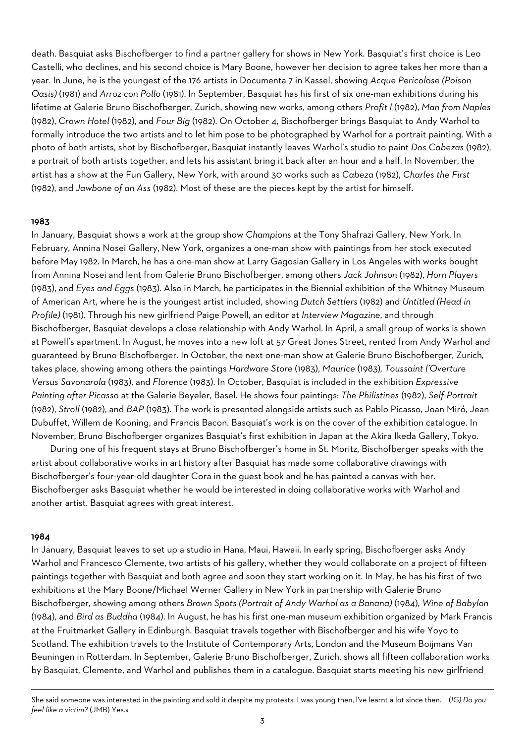death. Basquiat asks Bischofberger to find a partner gallery for shows in New York. Basquiat's first choice is Leo Castelli, who declines, and his second choice is Mary Boone, however her decision to agree takes her more than a year. In June, he is the youngest of the 176 artists in Documenta 7 in Kassel, showing *Acque Pericolose (Poison Oasis)* (1981) and *Arroz con Pollo* (1981). In September, Basquiat has his first of six one-man exhibitions during his lifetime at Galerie Bruno Bischofberger, Zurich, showing new works, among others *Profit I* (1982), *Man from Naples* (1982), *Crown Hotel* (1982), and *Four Big* (1982). On October 4, Bischofberger brings Basquiat to Andy Warhol to formally introduce the two artists and to let him pose to be photographed by Warhol for a portrait painting. With a photo of both artists, shot by Bischofberger, Basquiat instantly leaves Warhol's studio to paint *Dos Cabezas* (1982), a portrait of both artists together, and lets his assistant bring it back after an hour and a half. In November, the artist has a show at the Fun Gallery, New York, with around 30 works such as *Cabeza* (1982), *Charles the First* (1982), and *Jawbone of an Ass* (1982). Most of these are the pieces kept by the artist for himself.

**1983**

In January, Basquiat shows a work at the group show *Champions* at the Tony Shafrazi Gallery, New York. In February, Annina Nosei Gallery, New York, organizes a one-man show with paintings from her stock executed before May 1982. In March, he has a one-man show at Larry Gagosian Gallery in Los Angeles with works bought from Annina Nosei and lent from Galerie Bruno Bischofberger, among others *Jack Johnson* (1982), *Horn Players* (1983), and *Eyes and Eggs* (1983). Also in March, he participates in the Biennial exhibition of the Whitney Museum of American Art, where he is the youngest artist included, showing *Dutch Settlers* (1982) and *Untitled (Head in Profile)* (1981). Through his new girlfriend Paige Powell, an editor at *Interview Magazine*, and through Bischofberger, Basquiat develops a close relationship with Andy Warhol. In April, a small group of works is shown at Powell's apartment. In August, he moves into a new loft at 57 Great Jones Street, rented from Andy Warhol and guaranteed by Bruno Bischofberger. In October, the next one-man show at Galerie Bruno Bischofberger, Zurich, takes place, showing among others the paintings *Hardware Store* (1983), *Maurice* (1983), *Toussaint l'Overture Versus Savonarola* (1983), and *Florence* (1983). In October, Basquiat is included in the exhibition *Expressive Painting after Picasso* at the Galerie Beyeler, Basel. He shows four paintings: *The Philistines* (1982), *Self-Portrait* (1982), *Stroll* (1982), and *BAP* (1983). The work is presented alongside artists such as Pablo Picasso, Joan Miró, Jean Dubuffet, Willem de Kooning, and Francis Bacon. Basquiat's work is on the cover of the exhibition catalogue. In November, Bruno Bischofberger organizes Basquiat's first exhibition in Japan at the Akira Ikeda Gallery, Tokyo.

During one of his frequent stays at Bruno Bischofberger's home in St. Moritz, Bischofberger speaks with the artist about collaborative works in art history after Basquiat has made some collaborative drawings with Bischofberger's four-year-old daughter Cora in the guest book and he has painted a canvas with her. Bischofberger asks Basquiat whether he would be interested in doing collaborative works with Warhol and another artist. Basquiat agrees with great interest.

**1984**

In January, Basquiat leaves to set up a studio in Hana, Maui, Hawaii. In early spring, Bischofberger asks Andy Warhol and Francesco Clemente, two artists of his gallery, whether they would collaborate on a project of fifteen paintings together with Basquiat and both agree and soon they start working on it. In May, he has his first of two exhibitions at the Mary Boone/Michael Werner Gallery in New York in partnership with Galerie Bruno Bischofberger, showing among others *Brown Spots (Portrait of Andy Warhol as a Banana)* (1984), *Wine of Babylon* (1984), and *Bird as Buddha* (1984). In August, he has his first one-man museum exhibition organized by Mark Francis at the Fruitmarket Gallery in Edinburgh. Basquiat travels together with Bischofberger and his wife Yoyo to Scotland. The exhibition travels to the Institute of Contemporary Arts, London and the Museum Boijmans Van Beuningen in Rotterdam. In September, Galerie Bruno Bischofberger, Zurich, shows all fifteen collaboration works by Basquiat, Clemente, and Warhol and publishes them in a catalogue. Basquiat starts meeting his new girlfriend

---

She said someone was interested in the painting and sold it despite my protests. I was young then, I've learnt a lot since then. (*IG) Do you feel like a victim?* (JMB) Yes.»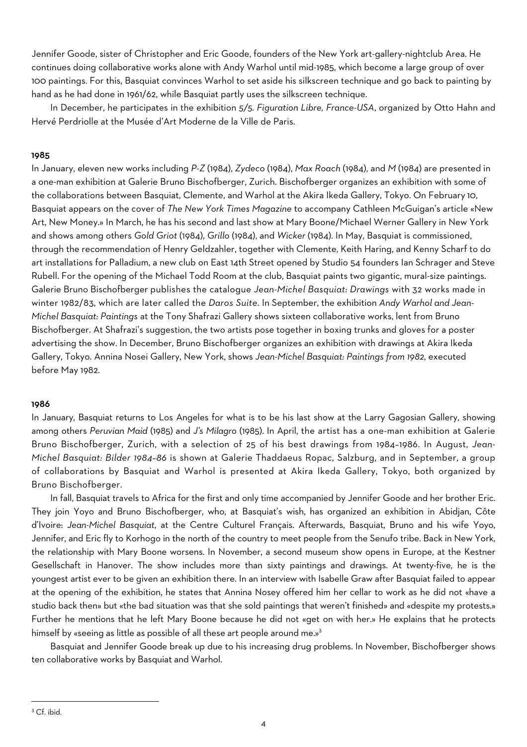Jennifer Goode, sister of Christopher and Eric Goode, founders of the New York art-gallery-nightclub Area. He continues doing collaborative works alone with Andy Warhol until mid-1985, which become a large group of over 100 paintings. For this, Basquiat convinces Warhol to set aside his silkscreen technique and go back to painting by hand as he had done in 1961/62, while Basquiat partly uses the silkscreen technique.

In December, he participates in the exhibition *5/5. Figuration Libre, France-USA*, organized by Otto Hahn and Hervé Perdriolle at the Musée d'Art Moderne de la Ville de Paris.

**1985**

In January, eleven new works including *P-Z* (1984), *Zydeco* (1984), *Max Roach* (1984), and *M* (1984) are presented in a one-man exhibition at Galerie Bruno Bischofberger, Zurich. Bischofberger organizes an exhibition with some of the collaborations between Basquiat, Clemente, and Warhol at the Akira Ikeda Gallery, Tokyo. On February 10, Basquiat appears on the cover of *The New York Times Magazine* to accompany Cathleen McGuigan's article «New Art, New Money.» In March, he has his second and last show at Mary Boone/Michael Werner Gallery in New York and shows among others *Gold Griot* (1984), *Grillo* (1984), and *Wicker* (1984). In May, Basquiat is commissioned, through the recommendation of Henry Geldzahler, together with Clemente, Keith Haring, and Kenny Scharf to do art installations for Palladium, a new club on East 14th Street opened by Studio 54 founders Ian Schrager and Steve Rubell. For the opening of the Michael Todd Room at the club, Basquiat paints two gigantic, mural-size paintings. Galerie Bruno Bischofberger publishes the catalogue *Jean-Michel Basquiat: Drawings* with 32 works made in winter 1982/83, which are later called the *Daros Suite*. In September, the exhibition *Andy Warhol and Jean-Michel Basquiat: Paintings* at the Tony Shafrazi Gallery shows sixteen collaborative works, lent from Bruno Bischofberger. At Shafrazi's suggestion, the two artists pose together in boxing trunks and gloves for a poster advertising the show. In December, Bruno Bischofberger organizes an exhibition with drawings at Akira Ikeda Gallery, Tokyo. Annina Nosei Gallery, New York, shows *Jean-Michel Basquiat: Paintings from 1982*, executed before May 1982.

**1986**

In January, Basquiat returns to Los Angeles for what is to be his last show at the Larry Gagosian Gallery, showing among others *Peruvian Maid* (1985) and *J's Milagro* (1985). In April, the artist has a one-man exhibition at Galerie Bruno Bischofberger, Zurich, with a selection of 25 of his best drawings from 1984–1986. In August, *Jean-Michel Basquiat: Bilder 1984–86* is shown at Galerie Thaddaeus Ropac, Salzburg, and in September, a group of collaborations by Basquiat and Warhol is presented at Akira Ikeda Gallery, Tokyo, both organized by Bruno Bischofberger.

In fall, Basquiat travels to Africa for the first and only time accompanied by Jennifer Goode and her brother Eric. They join Yoyo and Bruno Bischofberger, who, at Basquiat's wish, has organized an exhibition in Abidjan, Côte d'Ivoire: *Jean-Michel Basquiat*, at the Centre Culturel Français. Afterwards, Basquiat, Bruno and his wife Yoyo, Jennifer, and Eric fly to Korhogo in the north of the country to meet people from the Senufo tribe. Back in New York, the relationship with Mary Boone worsens. In November, a second museum show opens in Europe, at the Kestner Gesellschaft in Hanover. The show includes more than sixty paintings and drawings. At twenty-five, he is the youngest artist ever to be given an exhibition there. In an interview with Isabelle Graw after Basquiat failed to appear at the opening of the exhibition, he states that Annina Nosey offered him her cellar to work as he did not «have a studio back then» but «the bad situation was that she sold paintings that weren't finished» and «despite my protests.» Further he mentions that he left Mary Boone because he did not «get on with her.» He explains that he protects himself by «seeing as little as possible of all these art people around me.»[3]

Basquiat and Jennifer Goode break up due to his increasing drug problems. In November, Bischofberger shows ten collaborative works by Basquiat and Warhol.

[3] Cf. ibid.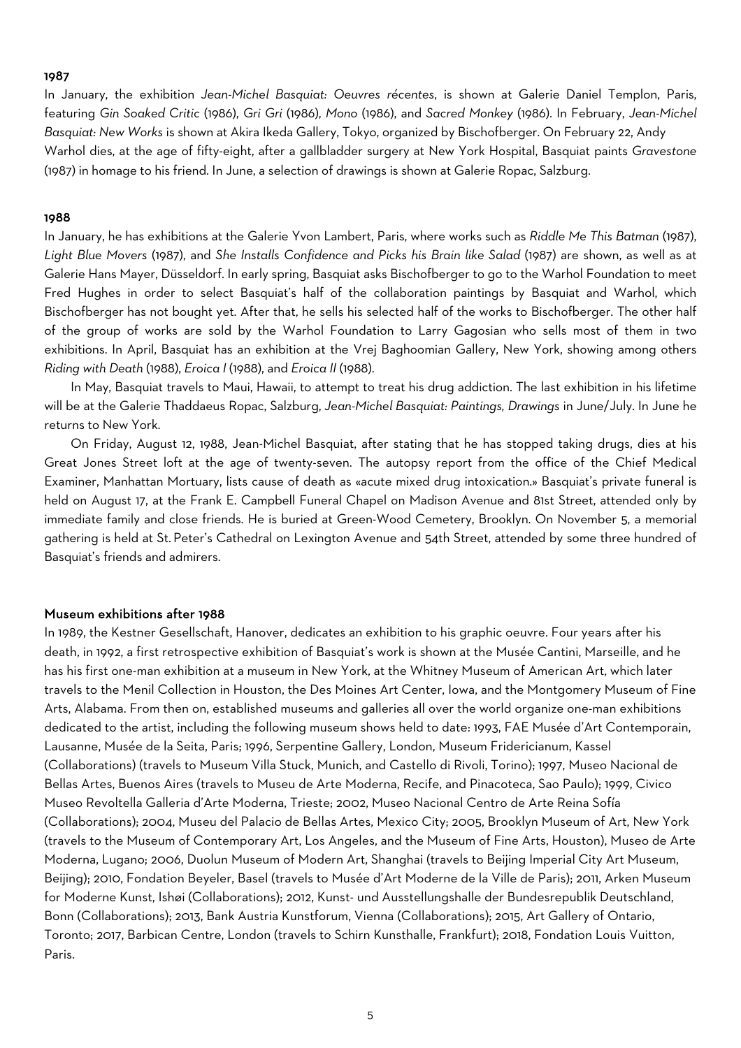**1987**

In January, the exhibition *Jean-Michel Basquiat: Oeuvres récentes*, is shown at Galerie Daniel Templon, Paris, featuring *Gin Soaked Critic* (1986), *Gri Gri* (1986), *Mono* (1986), and *Sacred Monkey* (1986). In February, *Jean-Michel Basquiat: New Works* is shown at Akira Ikeda Gallery, Tokyo, organized by Bischofberger. On February 22, Andy Warhol dies, at the age of fifty-eight, after a gallbladder surgery at New York Hospital, Basquiat paints *Gravestone* (1987) in homage to his friend. In June, a selection of drawings is shown at Galerie Ropac, Salzburg.

**1988**

In January, he has exhibitions at the Galerie Yvon Lambert, Paris, where works such as *Riddle Me This Batman* (1987), *Light Blue Movers* (1987), and *She Installs Confidence and Picks his Brain like Salad* (1987) are shown, as well as at Galerie Hans Mayer, Düsseldorf. In early spring, Basquiat asks Bischofberger to go to the Warhol Foundation to meet Fred Hughes in order to select Basquiat's half of the collaboration paintings by Basquiat and Warhol, which Bischofberger has not bought yet. After that, he sells his selected half of the works to Bischofberger. The other half of the group of works are sold by the Warhol Foundation to Larry Gagosian who sells most of them in two exhibitions. In April, Basquiat has an exhibition at the Vrej Baghoomian Gallery, New York, showing among others *Riding with Death* (1988), *Eroica I* (1988), and *Eroica II* (1988).

In May, Basquiat travels to Maui, Hawaii, to attempt to treat his drug addiction. The last exhibition in his lifetime will be at the Galerie Thaddaeus Ropac, Salzburg, *Jean-Michel Basquiat: Paintings, Drawings* in June/July. In June he returns to New York.

On Friday, August 12, 1988, Jean-Michel Basquiat, after stating that he has stopped taking drugs, dies at his Great Jones Street loft at the age of twenty-seven. The autopsy report from the office of the Chief Medical Examiner, Manhattan Mortuary, lists cause of death as «acute mixed drug intoxication.» Basquiat's private funeral is held on August 17, at the Frank E. Campbell Funeral Chapel on Madison Avenue and 81st Street, attended only by immediate family and close friends. He is buried at Green-Wood Cemetery, Brooklyn. On November 5, a memorial gathering is held at St. Peter's Cathedral on Lexington Avenue and 54th Street, attended by some three hundred of Basquiat's friends and admirers.

**Museum exhibitions after 1988**

In 1989, the Kestner Gesellschaft, Hanover, dedicates an exhibition to his graphic oeuvre. Four years after his death, in 1992, a first retrospective exhibition of Basquiat's work is shown at the Musée Cantini, Marseille, and he has his first one-man exhibition at a museum in New York, at the Whitney Museum of American Art, which later travels to the Menil Collection in Houston, the Des Moines Art Center, Iowa, and the Montgomery Museum of Fine Arts, Alabama. From then on, established museums and galleries all over the world organize one-man exhibitions dedicated to the artist, including the following museum shows held to date: 1993, FAE Musée d'Art Contemporain, Lausanne, Musée de la Seita, Paris; 1996, Serpentine Gallery, London, Museum Fridericianum, Kassel (Collaborations) (travels to Museum Villa Stuck, Munich, and Castello di Rivoli, Torino); 1997, Museo Nacional de Bellas Artes, Buenos Aires (travels to Museu de Arte Moderna, Recife, and Pinacoteca, Sao Paulo); 1999, Civico Museo Revoltella Galleria d'Arte Moderna, Trieste; 2002, Museo Nacional Centro de Arte Reina Sofía (Collaborations); 2004, Museu del Palacio de Bellas Artes, Mexico City; 2005, Brooklyn Museum of Art, New York (travels to the Museum of Contemporary Art, Los Angeles, and the Museum of Fine Arts, Houston), Museo de Arte Moderna, Lugano; 2006, Duolun Museum of Modern Art, Shanghai (travels to Beijing Imperial City Art Museum, Beijing); 2010, Fondation Beyeler, Basel (travels to Musée d'Art Moderne de la Ville de Paris); 2011, Arken Museum for Moderne Kunst, Ishøi (Collaborations); 2012, Kunst- und Ausstellungshalle der Bundesrepublik Deutschland, Bonn (Collaborations); 2013, Bank Austria Kunstforum, Vienna (Collaborations); 2015, Art Gallery of Ontario, Toronto; 2017, Barbican Centre, London (travels to Schirn Kunsthalle, Frankfurt); 2018, Fondation Louis Vuitton, Paris.